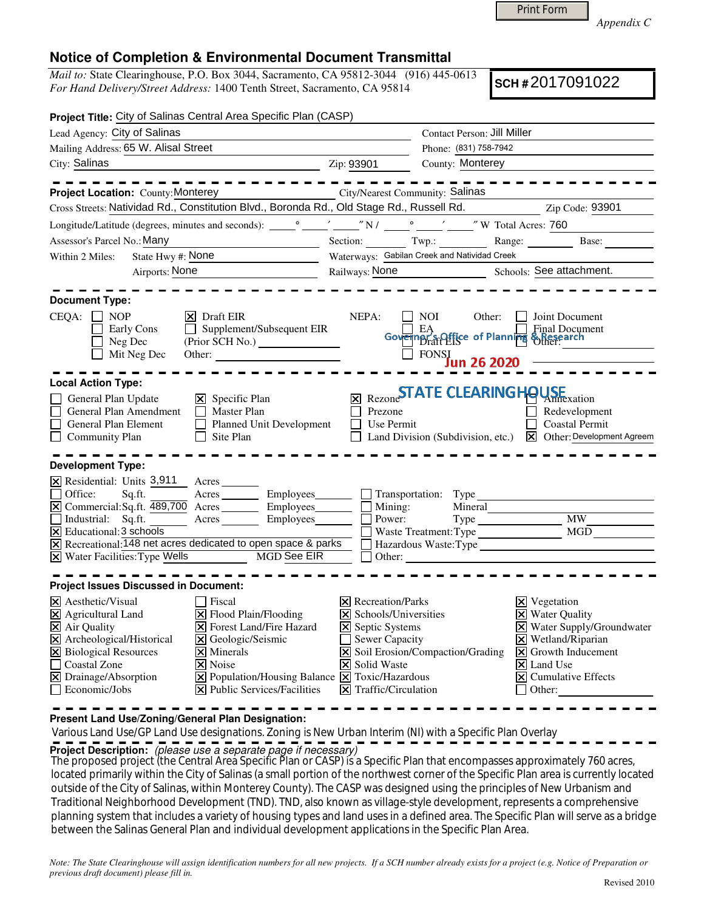Appendix C

# Notice of Completion & Environmental Document Transmittal

*Mail to:* State Clearinghouse, P.O. Box 3044, Sacramento, CA 95812-3044 (916) 445-0613
*For Hand Delivery/Street Address:* 1400 Tenth Street, Sacramento, CA 95814

**SCH #** 2017091022

**Project Title:** City of Salinas Central Area Specific Plan (CASP)

Lead Agency: City of Salinas — Contact Person: Jill Miller
Mailing Address: 65 W. Alisal Street — Phone: (831) 758-7942
City: Salinas — Zip: 93901 — County: Monterey

**Project Location:** County: Monterey — City/Nearest Community: Salinas
Cross Streets: Natividad Rd., Constitution Blvd., Boronda Rd., Old Stage Rd., Russell Rd. — Zip Code: 93901
Longitude/Latitude (degrees, minutes and seconds): ____° ____′ ____″ N / ____° ____′ ____″ W — Total Acres: 760
Assessor's Parcel No.: Many — Section: ____ Twp.: ____ Range: ____ Base: ____
Within 2 Miles: State Hwy #: None — Waterways: Gabilan Creek and Natividad Creek
Airports: None — Railways: None — Schools: See attachment.

**Document Type:**

CEQA: ☐ NOP ☐ Early Cons ☐ Neg Dec ☐ Mit Neg Dec ☒ Draft EIR ☐ Supplement/Subsequent EIR (Prior SCH No.) ____ Other: ____
NEPA: ☐ NOI ☐ EA ☐ Draft EIS ☐ FONSI
Other: ☐ Joint Document ☐ Final Document ☐ Other: ____

Governor's Office of Planning & Research
Jun 26 2020
STATE CLEARINGHOUSE

**Local Action Type:**

☐ General Plan Update ☐ General Plan Amendment ☐ General Plan Element ☐ Community Plan
☒ Specific Plan ☐ Master Plan ☐ Planned Unit Development ☐ Site Plan
☒ Rezone ☐ Prezone ☐ Use Permit ☐ Land Division (Subdivision, etc.)
☐ Annexation ☐ Redevelopment ☐ Coastal Permit ☒ Other: Development Agreem

**Development Type:**

☒ Residential: Units 3,911 Acres ____
☐ Office: Sq.ft. ____ Acres ____ Employees ____
☒ Commercial: Sq.ft. 489,700 Acres ____ Employees ____
☐ Industrial: Sq.ft. ____ Acres ____ Employees ____
☒ Educational: 3 schools
☒ Recreational: 148 net acres dedicated to open space & parks
☒ Water Facilities: Type Wells MGD See EIR
☐ Transportation: Type ____
☐ Mining: Mineral ____
☐ Power: Type ____ MW ____
☐ Waste Treatment: Type ____ MGD ____
☐ Hazardous Waste: Type ____
☐ Other: ____

**Project Issues Discussed in Document:**

☒ Aesthetic/Visual ☒ Agricultural Land ☒ Air Quality ☒ Archeological/Historical ☒ Biological Resources ☐ Coastal Zone ☒ Drainage/Absorption ☐ Economic/Jobs
☐ Fiscal ☒ Flood Plain/Flooding ☒ Forest Land/Fire Hazard ☒ Geologic/Seismic ☒ Minerals ☒ Noise ☒ Population/Housing Balance ☒ Public Services/Facilities
☒ Recreation/Parks ☒ Schools/Universities ☒ Septic Systems ☐ Sewer Capacity ☒ Soil Erosion/Compaction/Grading ☒ Solid Waste ☒ Toxic/Hazardous ☒ Traffic/Circulation
☒ Vegetation ☒ Water Quality ☒ Water Supply/Groundwater ☒ Wetland/Riparian ☒ Growth Inducement ☒ Land Use ☒ Cumulative Effects ☐ Other: ____

**Present Land Use/Zoning/General Plan Designation:**
Various Land Use/GP Land Use designations. Zoning is New Urban Interim (NI) with a Specific Plan Overlay

**Project Description:** *(please use a separate page if necessary)*
The proposed project (the Central Area Specific Plan or CASP) is a Specific Plan that encompasses approximately 760 acres, located primarily within the City of Salinas (a small portion of the northwest corner of the Specific Plan area is currently located outside of the City of Salinas, within Monterey County). The CASP was designed using the principles of New Urbanism and Traditional Neighborhood Development (TND). TND, also known as village-style development, represents a comprehensive planning system that includes a variety of housing types and land uses in a defined area. The Specific Plan will serve as a bridge between the Salinas General Plan and individual development applications in the Specific Plan Area.

*Note: The State Clearinghouse will assign identification numbers for all new projects. If a SCH number already exists for a project (e.g. Notice of Preparation or previous draft document) please fill in.*

Revised 2010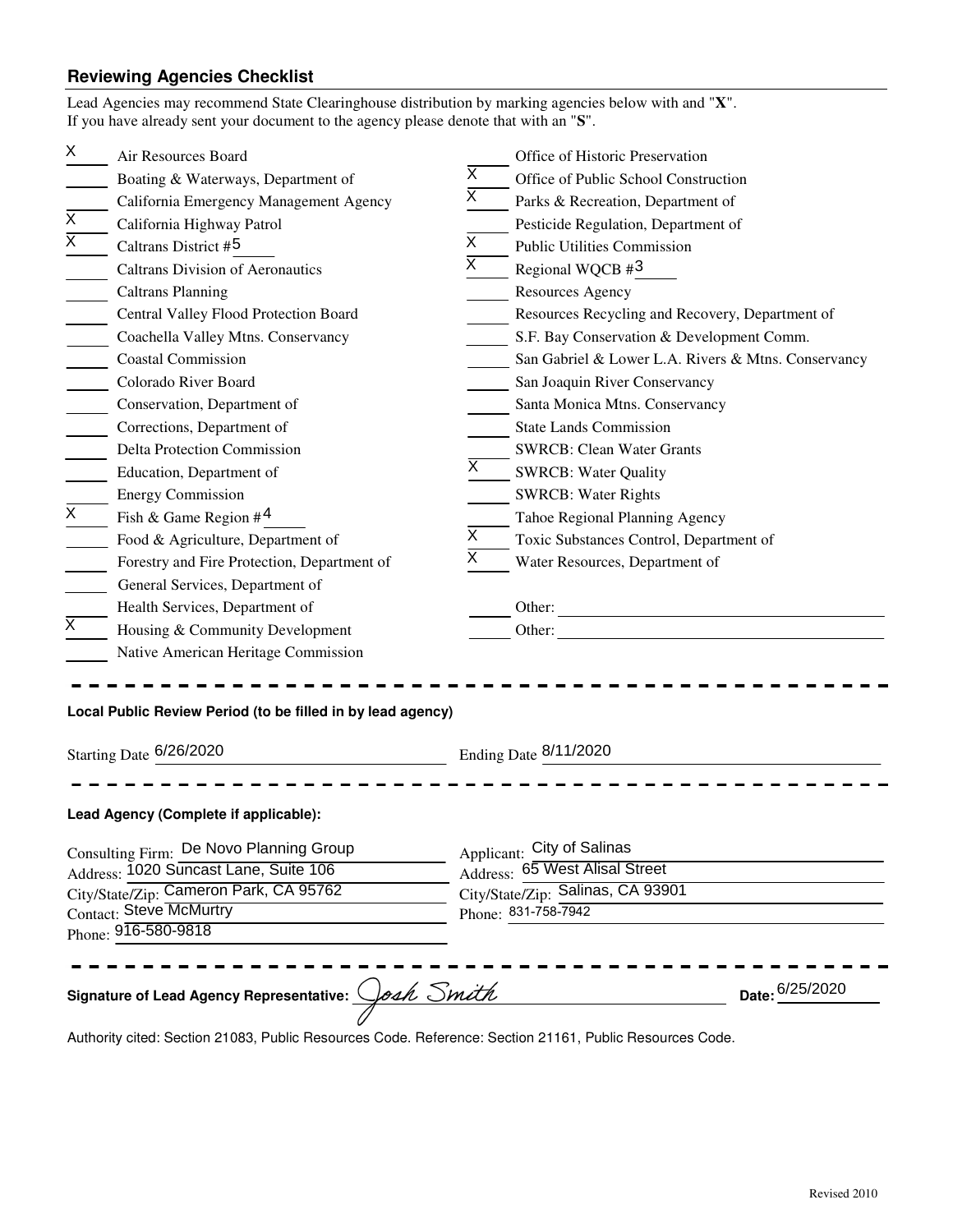## Reviewing Agencies Checklist

Lead Agencies may recommend State Clearinghouse distribution by marking agencies below with and "**X**".
If you have already sent your document to the agency please denote that with an "**S**".

| | | | |
|---|---|---|---|
| X | Air Resources Board | | Office of Historic Preservation |
| | Boating & Waterways, Department of | X | Office of Public School Construction |
| | California Emergency Management Agency | X | Parks & Recreation, Department of |
| X | California Highway Patrol | | Pesticide Regulation, Department of |
| X | Caltrans District # 5 | X | Public Utilities Commission |
| | Caltrans Division of Aeronautics | X | Regional WQCB # 3 |
| | Caltrans Planning | | Resources Agency |
| | Central Valley Flood Protection Board | | Resources Recycling and Recovery, Department of |
| | Coachella Valley Mtns. Conservancy | | S.F. Bay Conservation & Development Comm. |
| | Coastal Commission | | San Gabriel & Lower L.A. Rivers & Mtns. Conservancy |
| | Colorado River Board | | San Joaquin River Conservancy |
| | Conservation, Department of | | Santa Monica Mtns. Conservancy |
| | Corrections, Department of | | State Lands Commission |
| | Delta Protection Commission | | SWRCB: Clean Water Grants |
| | Education, Department of | X | SWRCB: Water Quality |
| | Energy Commission | | SWRCB: Water Rights |
| X | Fish & Game Region # 4 | | Tahoe Regional Planning Agency |
| | Food & Agriculture, Department of | X | Toxic Substances Control, Department of |
| | Forestry and Fire Protection, Department of | X | Water Resources, Department of |
| | General Services, Department of | | |
| | Health Services, Department of | | Other: |
| X | Housing & Community Development | | Other: |
| | Native American Heritage Commission | | |

**Local Public Review Period (to be filled in by lead agency)**

Starting Date 6/26/2020 Ending Date 8/11/2020

**Lead Agency (Complete if applicable):**

Consulting Firm: De Novo Planning Group
Address: 1020 Suncast Lane, Suite 106
City/State/Zip: Cameron Park, CA 95762
Contact: Steve McMurtry
Phone: 916-580-9818

Applicant: City of Salinas
Address: 65 West Alisal Street
City/State/Zip: Salinas, CA 93901
Phone: 831-758-7942

**Signature of Lead Agency Representative:** Josh Smith **Date:** 6/25/2020

Authority cited: Section 21083, Public Resources Code. Reference: Section 21161, Public Resources Code.

Revised 2010